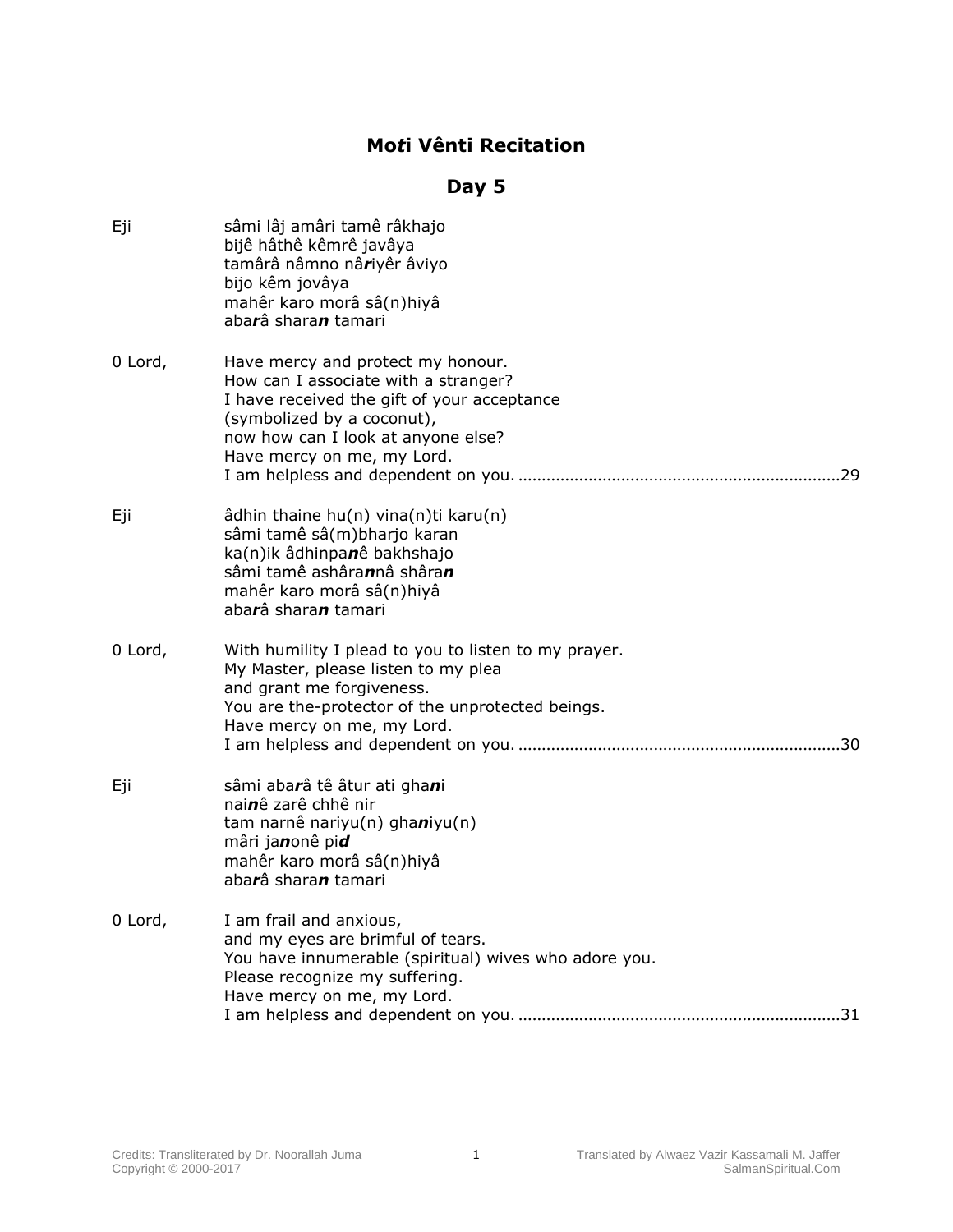# Mo*t*i Vênti Recitation

## Day 5

Eji

sâmi lâj amâri tamê râkhajo
bijê hâthê kêmrê javâya
tamârâ nâmno nâ***r***iyêr âviyo
bijo kêm jovâya
mahêr karo morâ sâ(n)hiyâ
aba***r***â shara***n*** tamari

0 Lord,

Have mercy and protect my honour.
How can I associate with a stranger?
I have received the gift of your acceptance
(symbolized by a coconut),
now how can I look at anyone else?
Have mercy on me, my Lord.
I am helpless and dependent on you. ....................................................................29

Eji

âdhin thaine hu(n) vina(n)ti karu(n)
sâmi tamê sâ(m)bharjo karan
ka(n)ik âdhinpa***n***ê bakhshajo
sâmi tamê ashâra***n***nâ shâra***n***
mahêr karo morâ sâ(n)hiyâ
aba***r***â shara***n*** tamari

0 Lord,

With humility I plead to you to listen to my prayer.
My Master, please listen to my plea
and grant me forgiveness.
You are the-protector of the unprotected beings.
Have mercy on me, my Lord.
I am helpless and dependent on you. ....................................................................30

Eji

sâmi aba***r***â tê âtur ati gha***n***i
nai***n***ê zarê chhê nir
tam narnê nariyu(n) gha***n***iyu(n)
mâri ja***n***onê pi***d***
mahêr karo morâ sâ(n)hiyâ
aba***r***â shara***n*** tamari

0 Lord,

I am frail and anxious,
and my eyes are brimful of tears.
You have innumerable (spiritual) wives who adore you.
Please recognize my suffering.
Have mercy on me, my Lord.
I am helpless and dependent on you. ....................................................................31

Credits: Transliterated by Dr. Noorallah Juma
Copyright © 2000-2017

Translated by Alwaez Vazir Kassamali M. Jaffer
SalmanSpiritual.Com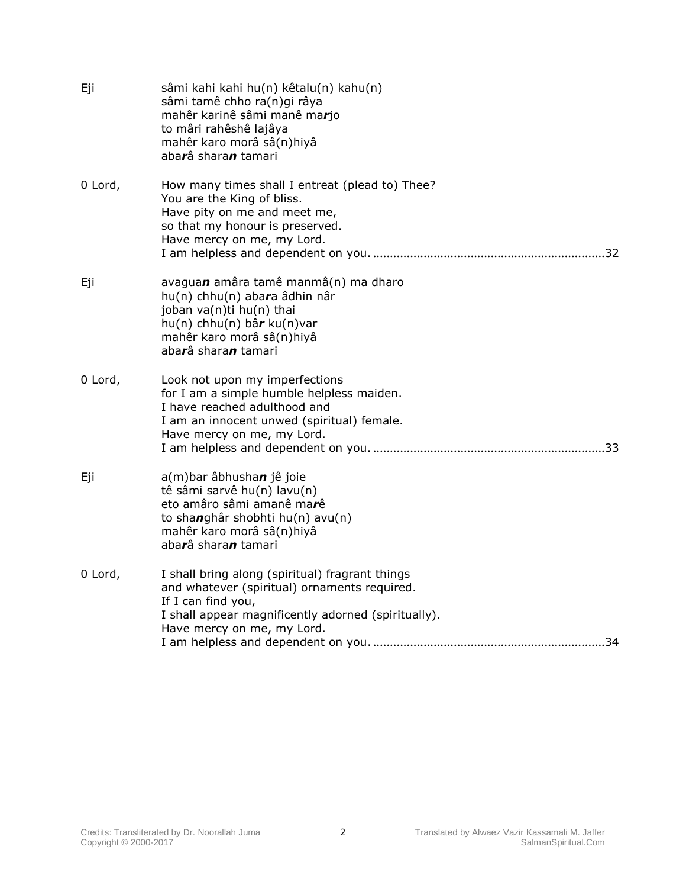Eji sâmi kahi kahi hu(n) kêtalu(n) kahu(n)
sâmi tamê chho ra(n)gi râya
mahêr karinê sâmi manê ma***r***jo
to mâri rahêshê lajâya
mahêr karo morâ sâ(n)hiyâ
aba***r***â shara***n*** tamari

0 Lord, How many times shall I entreat (plead to) Thee?
You are the King of bliss.
Have pity on me and meet me,
so that my honour is preserved.
Have mercy on me, my Lord.
I am helpless and dependent on you. ....................................................................32

Eji avagua***n*** amâra tamê manmâ(n) ma dharo
hu(n) chhu(n) aba***r***a âdhin nâr
joban va(n)ti hu(n) thai
hu(n) chhu(n) bâ***r*** ku(n)var
mahêr karo morâ sâ(n)hiyâ
aba***r***â shara***n*** tamari

0 Lord, Look not upon my imperfections
for I am a simple humble helpless maiden.
I have reached adulthood and
I am an innocent unwed (spiritual) female.
Have mercy on me, my Lord.
I am helpless and dependent on you. ....................................................................33

Eji a(m)bar âbhusha***n*** jê joie
tê sâmi sarvê hu(n) lavu(n)
eto amâro sâmi amanê ma***r***ê
to sha***n***ghâr shobhti hu(n) avu(n)
mahêr karo morâ sâ(n)hiyâ
aba***r***â shara***n*** tamari

0 Lord, I shall bring along (spiritual) fragrant things
and whatever (spiritual) ornaments required.
If I can find you,
I shall appear magnificently adorned (spiritually).
Have mercy on me, my Lord.
I am helpless and dependent on you. ....................................................................34

Credits: Transliterated by Dr. Noorallah Juma
Copyright © 2000-2017

Translated by Alwaez Vazir Kassamali M. Jaffer
SalmanSpiritual.Com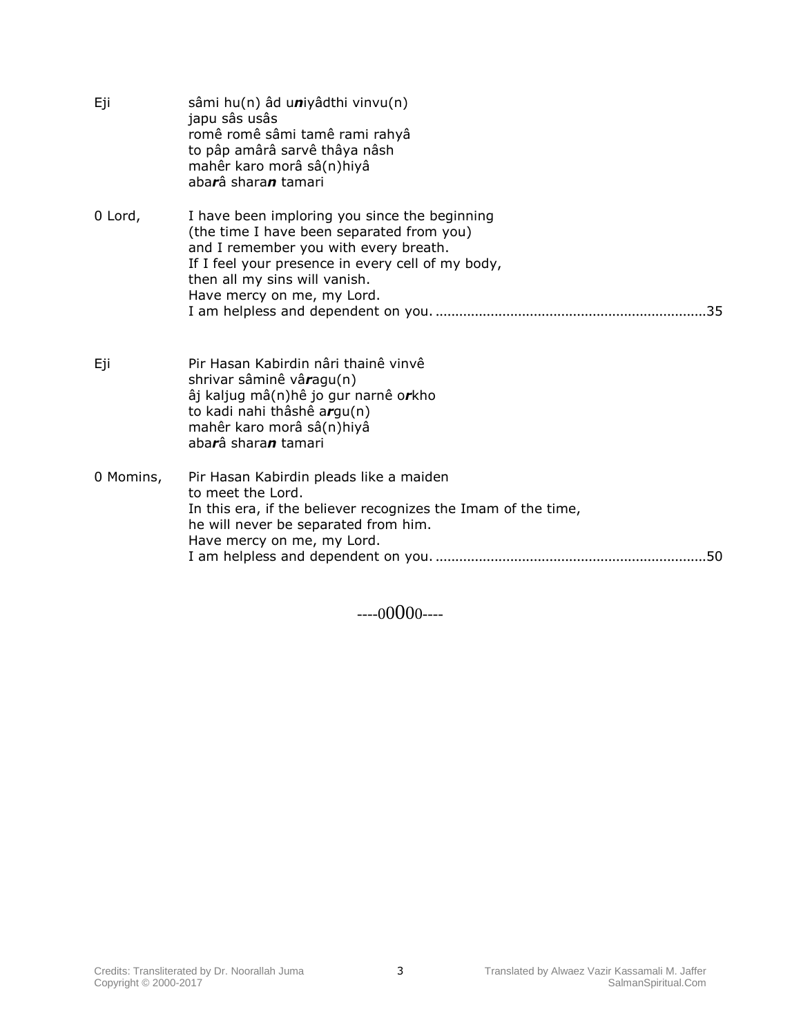Eji sâmi hu(n) âd u***n***iyâdthi vinvu(n)
japu sâs usâs
romê romê sâmi tamê rami rahyâ
to pâp amârâ sarvê thâya nâsh
mahêr karo morâ sâ(n)hiyâ
aba***r***â shara***n*** tamari

0 Lord, I have been imploring you since the beginning
(the time I have been separated from you)
and I remember you with every breath.
If I feel your presence in every cell of my body,
then all my sins will vanish.
Have mercy on me, my Lord.
I am helpless and dependent on you. ....................................................................35

Eji Pir Hasan Kabirdin nâri thainê vinvê
shrivar sâminê vâ***r***agu(n)
âj kaljug mâ(n)hê jo gur narnê o***r***kho
to kadi nahi thâshê a***r***gu(n)
mahêr karo morâ sâ(n)hiyâ
aba***r***â shara***n*** tamari

0 Momins, Pir Hasan Kabirdin pleads like a maiden
to meet the Lord.
In this era, if the believer recognizes the Imam of the time,
he will never be separated from him.
Have mercy on me, my Lord.
I am helpless and dependent on you. ....................................................................50

----o0O0o----

Credits: Transliterated by Dr. Noorallah Juma
Copyright © 2000-2017

Translated by Alwaez Vazir Kassamali M. Jaffer
SalmanSpiritual.Com